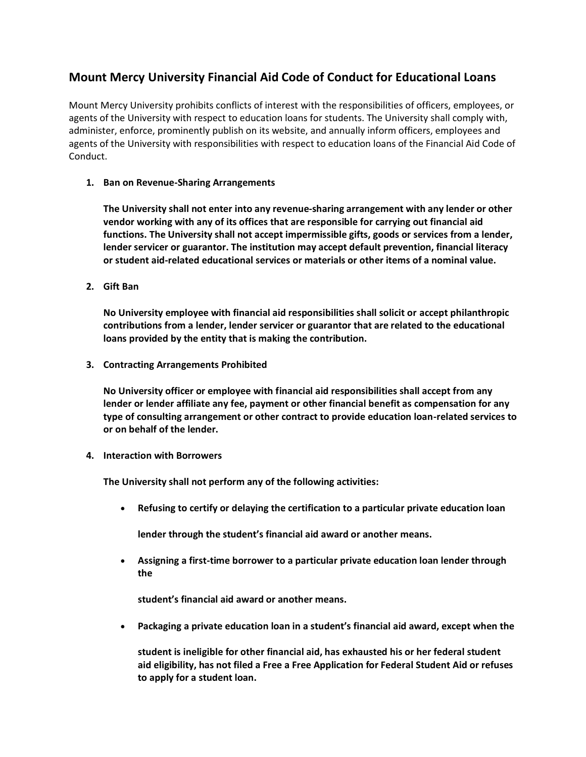## Mount Mercy University Financial Aid Code of Conduct for Educational Loans

Mount Mercy University prohibits conflicts of interest with the responsibilities of officers, employees, or agents of the University with respect to education loans for students. The University shall comply with, administer, enforce, prominently publish on its website, and annually inform officers, employees and agents of the University with responsibilities with respect to education loans of the Financial Aid Code of Conduct.

1. **Ban on Revenue-Sharing Arrangements**

   **The University shall not enter into any revenue-sharing arrangement with any lender or other vendor working with any of its offices that are responsible for carrying out financial aid functions. The University shall not accept impermissible gifts, goods or services from a lender, lender servicer or guarantor. The institution may accept default prevention, financial literacy or student aid-related educational services or materials or other items of a nominal value.**

2. **Gift Ban**

   **No University employee with financial aid responsibilities shall solicit or accept philanthropic contributions from a lender, lender servicer or guarantor that are related to the educational loans provided by the entity that is making the contribution.**

3. **Contracting Arrangements Prohibited**

   **No University officer or employee with financial aid responsibilities shall accept from any lender or lender affiliate any fee, payment or other financial benefit as compensation for any type of consulting arrangement or other contract to provide education loan-related services to or on behalf of the lender.**

4. **Interaction with Borrowers**

   **The University shall not perform any of the following activities:**

   - **Refusing to certify or delaying the certification to a particular private education loan lender through the student's financial aid award or another means.**
   - **Assigning a first-time borrower to a particular private education loan lender through the student's financial aid award or another means.**
   - **Packaging a private education loan in a student's financial aid award, except when the student is ineligible for other financial aid, has exhausted his or her federal student aid eligibility, has not filed a Free a Free Application for Federal Student Aid or refuses to apply for a student loan.**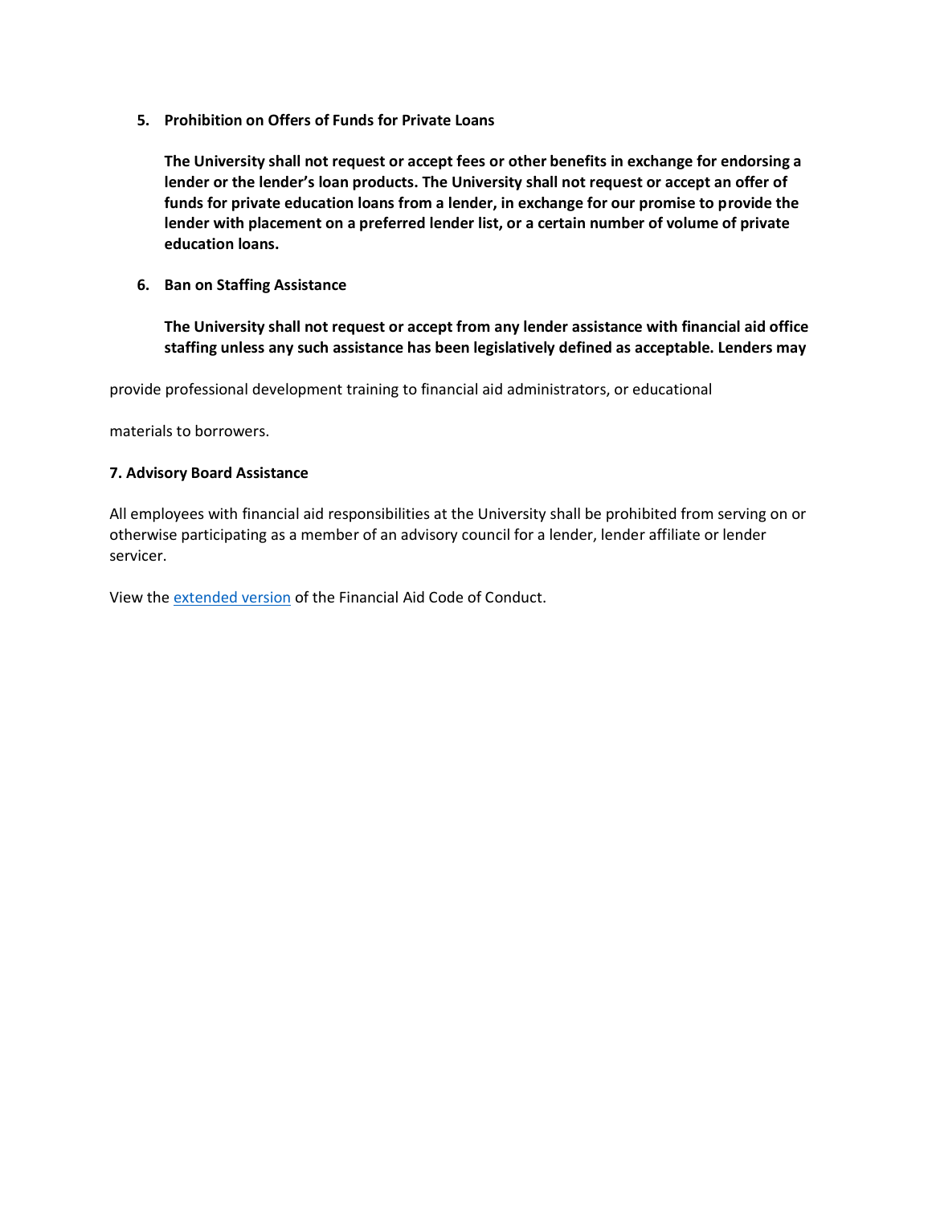5. **Prohibition on Offers of Funds for Private Loans**

   **The University shall not request or accept fees or other benefits in exchange for endorsing a lender or the lender's loan products. The University shall not request or accept an offer of funds for private education loans from a lender, in exchange for our promise to provide the lender with placement on a preferred lender list, or a certain number of volume of private education loans.**

6. **Ban on Staffing Assistance**

   **The University shall not request or accept from any lender assistance with financial aid office staffing unless any such assistance has been legislatively defined as acceptable. Lenders may**

provide professional development training to financial aid administrators, or educational

materials to borrowers.

**7. Advisory Board Assistance**

All employees with financial aid responsibilities at the University shall be prohibited from serving on or otherwise participating as a member of an advisory council for a lender, lender affiliate or lender servicer.

View the extended version of the Financial Aid Code of Conduct.